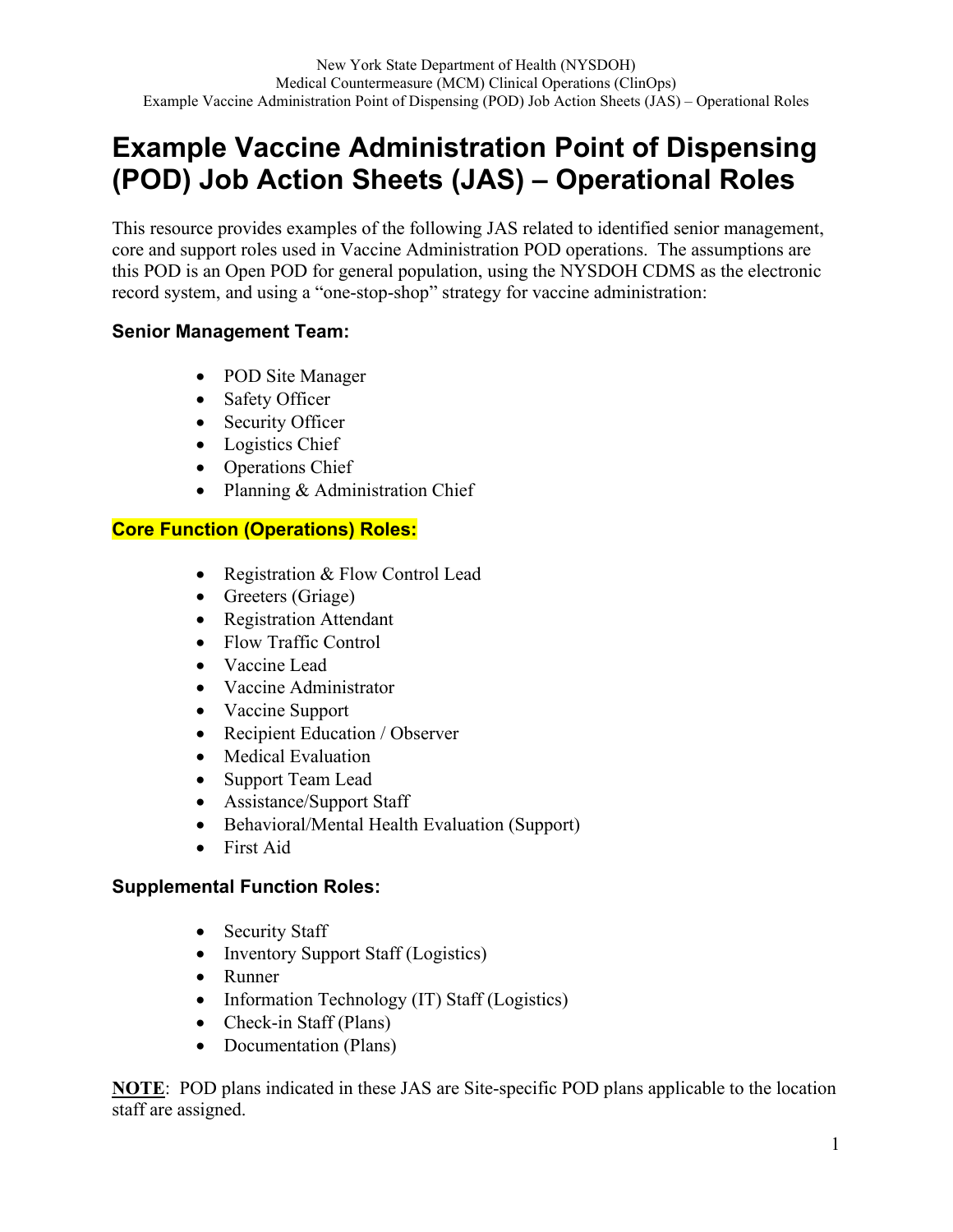# Example Vaccine Administration Point of Dispensing (POD) Job Action Sheets (JAS) – Operational Roles

This resource provides examples of the following JAS related to identified senior management, core and support roles used in Vaccine Administration POD operations. The assumptions are this POD is an Open POD for general population, using the NYSDOH CDMS as the electronic record system, and using a "one-stop-shop" strategy for vaccine administration:

### Senior Management Team:

- POD Site Manager
- Safety Officer
- Security Officer
- Logistics Chief
- Operations Chief
- Planning & Administration Chief

### Core Function (Operations) Roles:

- Registration & Flow Control Lead
- Greeters (Griage)
- Registration Attendant
- Flow Traffic Control
- Vaccine Lead
- Vaccine Administrator
- Vaccine Support
- Recipient Education / Observer
- Medical Evaluation
- Support Team Lead
- Assistance/Support Staff
- Behavioral/Mental Health Evaluation (Support)
- First Aid

### Supplemental Function Roles:

- Security Staff
- Inventory Support Staff (Logistics)
- Runner
- Information Technology (IT) Staff (Logistics)
- Check-in Staff (Plans)
- Documentation (Plans)

**NOTE**: POD plans indicated in these JAS are Site-specific POD plans applicable to the location staff are assigned.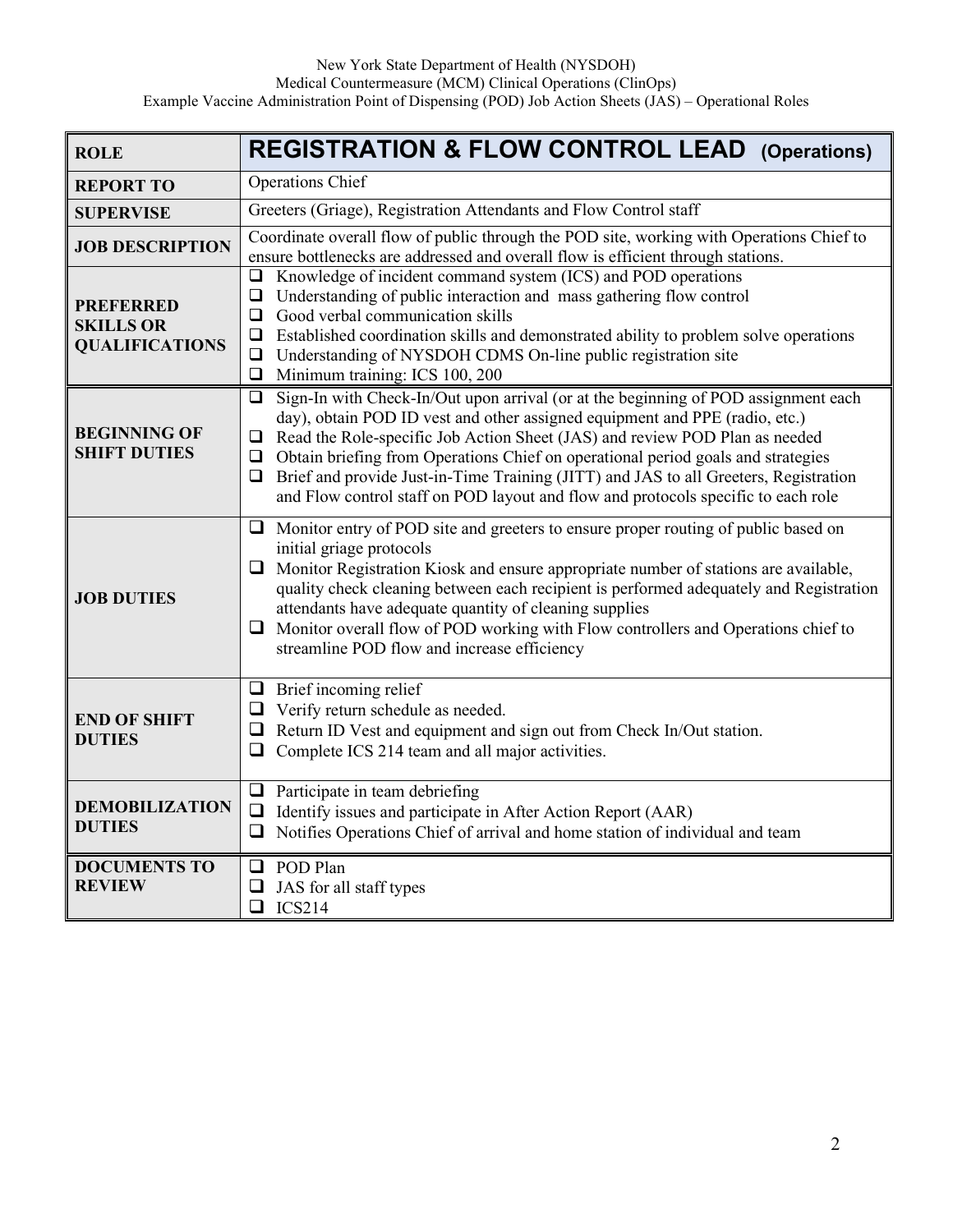| ROLE | REGISTRATION & FLOW CONTROL LEAD (Operations) |
| --- | --- |
| REPORT TO | Operations Chief |
| SUPERVISE | Greeters (Griage), Registration Attendants and Flow Control staff |
| JOB DESCRIPTION | Coordinate overall flow of public through the POD site, working with Operations Chief to ensure bottlenecks are addressed and overall flow is efficient through stations. |
| PREFERRED SKILLS OR QUALIFICATIONS | ❑ Knowledge of incident command system (ICS) and POD operations<br>❑ Understanding of public interaction and mass gathering flow control<br>❑ Good verbal communication skills<br>❑ Established coordination skills and demonstrated ability to problem solve operations<br>❑ Understanding of NYSDOH CDMS On-line public registration site<br>❑ Minimum training: ICS 100, 200 |
| BEGINNING OF SHIFT DUTIES | ❑ Sign-In with Check-In/Out upon arrival (or at the beginning of POD assignment each day), obtain POD ID vest and other assigned equipment and PPE (radio, etc.)<br>❑ Read the Role-specific Job Action Sheet (JAS) and review POD Plan as needed<br>❑ Obtain briefing from Operations Chief on operational period goals and strategies<br>❑ Brief and provide Just-in-Time Training (JITT) and JAS to all Greeters, Registration and Flow control staff on POD layout and flow and protocols specific to each role |
| JOB DUTIES | ❑ Monitor entry of POD site and greeters to ensure proper routing of public based on initial griage protocols<br>❑ Monitor Registration Kiosk and ensure appropriate number of stations are available, quality check cleaning between each recipient is performed adequately and Registration attendants have adequate quantity of cleaning supplies<br>❑ Monitor overall flow of POD working with Flow controllers and Operations chief to streamline POD flow and increase efficiency |
| END OF SHIFT DUTIES | ❑ Brief incoming relief<br>❑ Verify return schedule as needed.<br>❑ Return ID Vest and equipment and sign out from Check In/Out station.<br>❑ Complete ICS 214 team and all major activities. |
| DEMOBILIZATION DUTIES | ❑ Participate in team debriefing<br>❑ Identify issues and participate in After Action Report (AAR)<br>❑ Notifies Operations Chief of arrival and home station of individual and team |
| DOCUMENTS TO REVIEW | ❑ POD Plan<br>❑ JAS for all staff types<br>❑ ICS214 |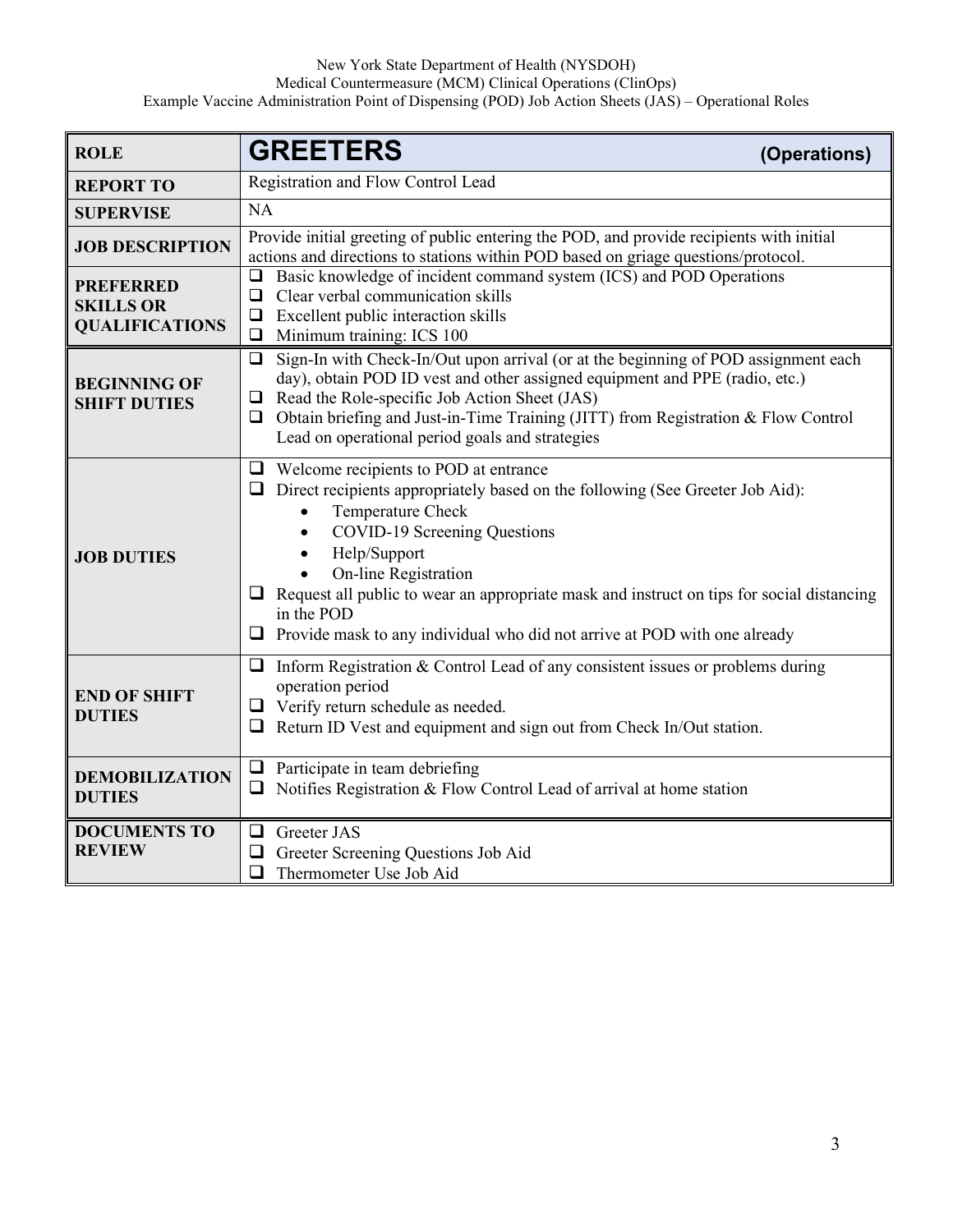| ROLE | GREETERS (Operations) |
|---|---|
| REPORT TO | Registration and Flow Control Lead |
| SUPERVISE | NA |
| JOB DESCRIPTION | Provide initial greeting of public entering the POD, and provide recipients with initial actions and directions to stations within POD based on griage questions/protocol. |
| PREFERRED SKILLS OR QUALIFICATIONS | ❑ Basic knowledge of incident command system (ICS) and POD Operations<br>❑ Clear verbal communication skills<br>❑ Excellent public interaction skills<br>❑ Minimum training: ICS 100 |
| BEGINNING OF SHIFT DUTIES | ❑ Sign-In with Check-In/Out upon arrival (or at the beginning of POD assignment each day), obtain POD ID vest and other assigned equipment and PPE (radio, etc.)<br>❑ Read the Role-specific Job Action Sheet (JAS)<br>❑ Obtain briefing and Just-in-Time Training (JITT) from Registration & Flow Control Lead on operational period goals and strategies |
| JOB DUTIES | ❑ Welcome recipients to POD at entrance<br>❑ Direct recipients appropriately based on the following (See Greeter Job Aid):<br>• Temperature Check<br>• COVID-19 Screening Questions<br>• Help/Support<br>• On-line Registration<br>❑ Request all public to wear an appropriate mask and instruct on tips for social distancing in the POD<br>❑ Provide mask to any individual who did not arrive at POD with one already |
| END OF SHIFT DUTIES | ❑ Inform Registration & Control Lead of any consistent issues or problems during operation period<br>❑ Verify return schedule as needed.<br>❑ Return ID Vest and equipment and sign out from Check In/Out station. |
| DEMOBILIZATION DUTIES | ❑ Participate in team debriefing<br>❑ Notifies Registration & Flow Control Lead of arrival at home station |
| DOCUMENTS TO REVIEW | ❑ Greeter JAS<br>❑ Greeter Screening Questions Job Aid<br>❑ Thermometer Use Job Aid |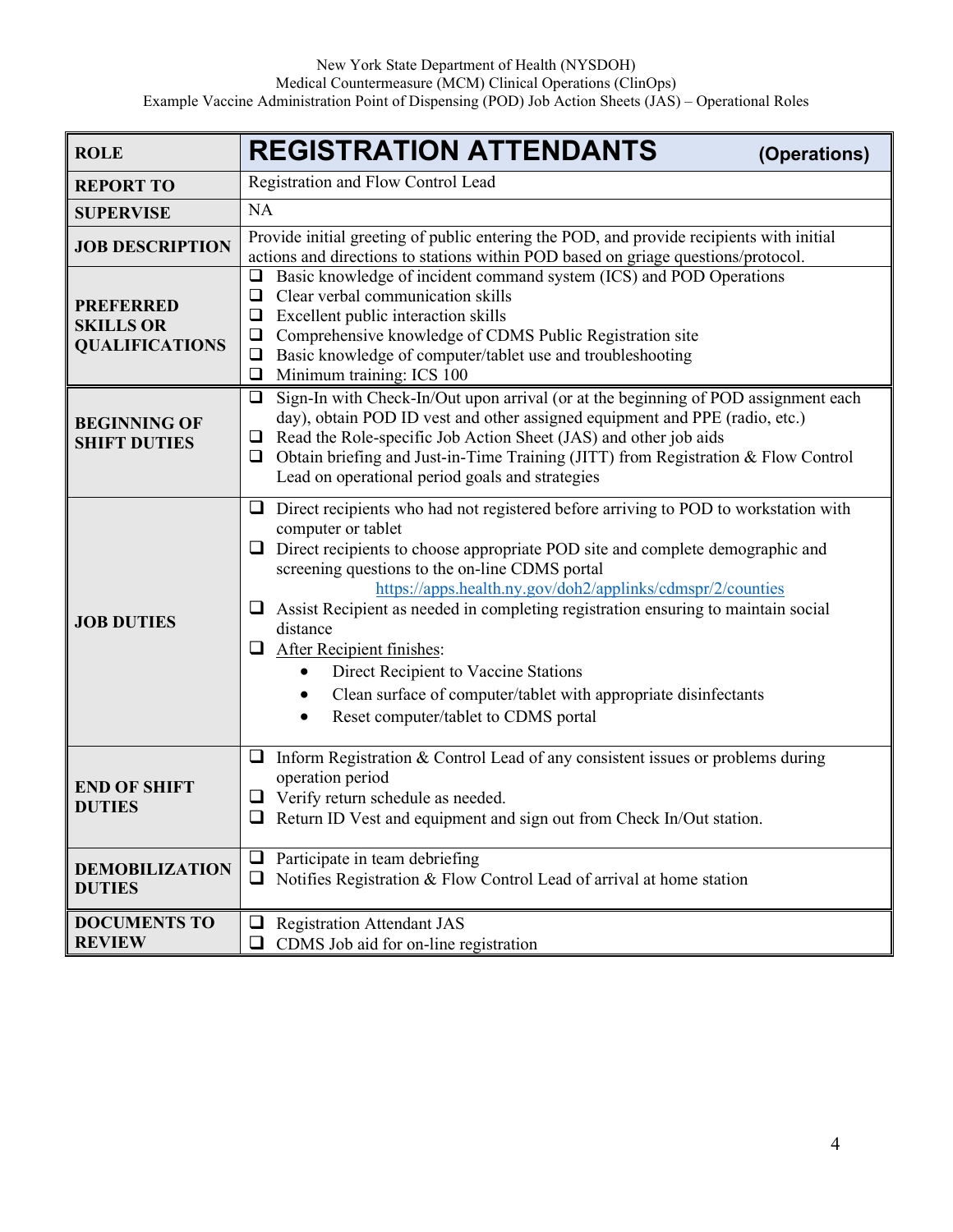| ROLE | REGISTRATION ATTENDANTS (Operations) |
|---|---|
| REPORT TO | Registration and Flow Control Lead |
| SUPERVISE | NA |
| JOB DESCRIPTION | Provide initial greeting of public entering the POD, and provide recipients with initial actions and directions to stations within POD based on griage questions/protocol. |
| PREFERRED SKILLS OR QUALIFICATIONS | ❑ Basic knowledge of incident command system (ICS) and POD Operations<br>❑ Clear verbal communication skills<br>❑ Excellent public interaction skills<br>❑ Comprehensive knowledge of CDMS Public Registration site<br>❑ Basic knowledge of computer/tablet use and troubleshooting<br>❑ Minimum training: ICS 100 |
| BEGINNING OF SHIFT DUTIES | ❑ Sign-In with Check-In/Out upon arrival (or at the beginning of POD assignment each day), obtain POD ID vest and other assigned equipment and PPE (radio, etc.)<br>❑ Read the Role-specific Job Action Sheet (JAS) and other job aids<br>❑ Obtain briefing and Just-in-Time Training (JITT) from Registration & Flow Control Lead on operational period goals and strategies |
| JOB DUTIES | ❑ Direct recipients who had not registered before arriving to POD to workstation with computer or tablet<br>❑ Direct recipients to choose appropriate POD site and complete demographic and screening questions to the on-line CDMS portal https://apps.health.ny.gov/doh2/applinks/cdmspr/2/counties<br>❑ Assist Recipient as needed in completing registration ensuring to maintain social distance<br>❑ After Recipient finishes:<br>• Direct Recipient to Vaccine Stations<br>• Clean surface of computer/tablet with appropriate disinfectants<br>• Reset computer/tablet to CDMS portal |
| END OF SHIFT DUTIES | ❑ Inform Registration & Control Lead of any consistent issues or problems during operation period<br>❑ Verify return schedule as needed.<br>❑ Return ID Vest and equipment and sign out from Check In/Out station. |
| DEMOBILIZATION DUTIES | ❑ Participate in team debriefing<br>❑ Notifies Registration & Flow Control Lead of arrival at home station |
| DOCUMENTS TO REVIEW | ❑ Registration Attendant JAS<br>❑ CDMS Job aid for on-line registration |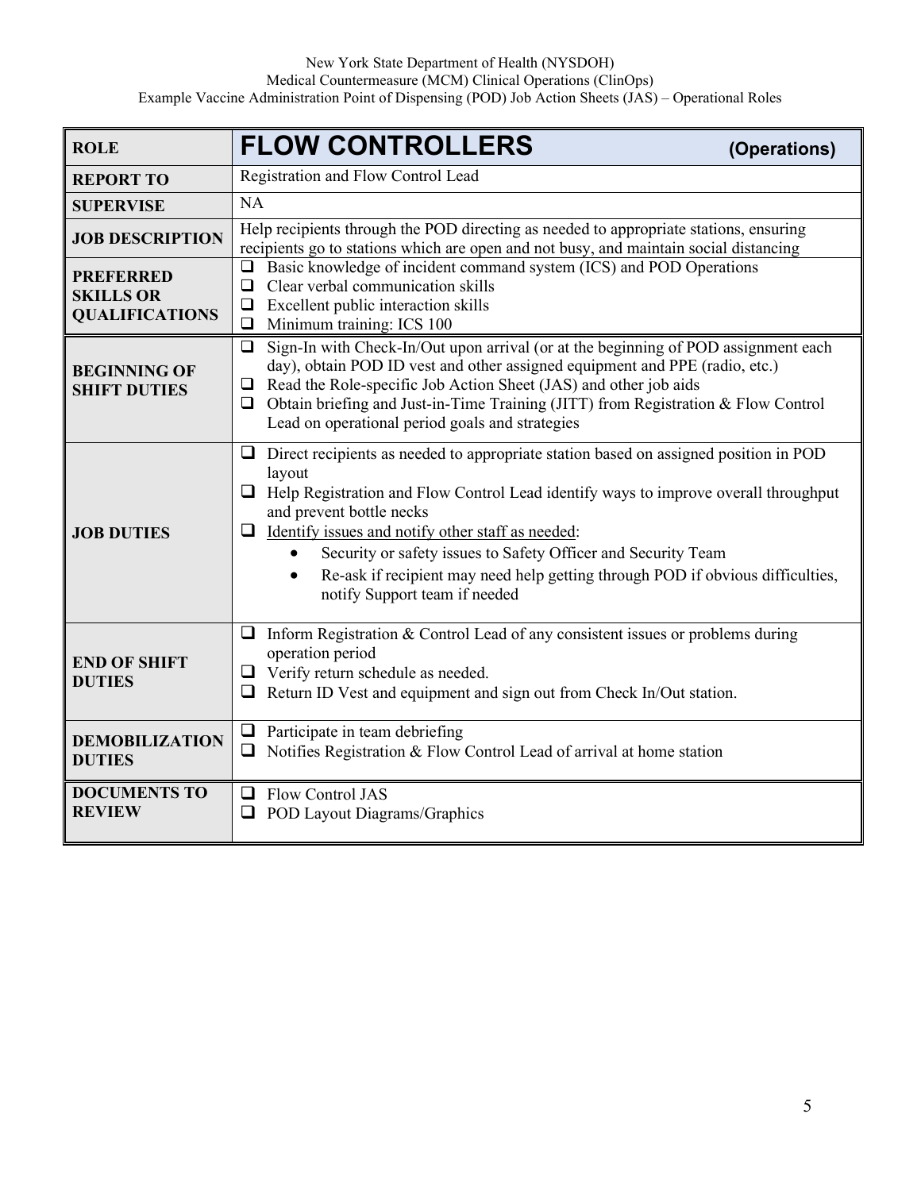| ROLE | **FLOW CONTROLLERS** (Operations) |
|---|---|
| **REPORT TO** | Registration and Flow Control Lead |
| **SUPERVISE** | NA |
| **JOB DESCRIPTION** | Help recipients through the POD directing as needed to appropriate stations, ensuring recipients go to stations which are open and not busy, and maintain social distancing |
| **PREFERRED SKILLS OR QUALIFICATIONS** | ❑ Basic knowledge of incident command system (ICS) and POD Operations<br>❑ Clear verbal communication skills<br>❑ Excellent public interaction skills<br>❑ Minimum training: ICS 100 |
| **BEGINNING OF SHIFT DUTIES** | ❑ Sign-In with Check-In/Out upon arrival (or at the beginning of POD assignment each day), obtain POD ID vest and other assigned equipment and PPE (radio, etc.)<br>❑ Read the Role-specific Job Action Sheet (JAS) and other job aids<br>❑ Obtain briefing and Just-in-Time Training (JITT) from Registration & Flow Control Lead on operational period goals and strategies |
| **JOB DUTIES** | ❑ Direct recipients as needed to appropriate station based on assigned position in POD layout<br>❑ Help Registration and Flow Control Lead identify ways to improve overall throughput and prevent bottle necks<br>❑ Identify issues and notify other staff as needed:<br>• Security or safety issues to Safety Officer and Security Team<br>• Re-ask if recipient may need help getting through POD if obvious difficulties, notify Support team if needed |
| **END OF SHIFT DUTIES** | ❑ Inform Registration & Control Lead of any consistent issues or problems during operation period<br>❑ Verify return schedule as needed.<br>❑ Return ID Vest and equipment and sign out from Check In/Out station. |
| **DEMOBILIZATION DUTIES** | ❑ Participate in team debriefing<br>❑ Notifies Registration & Flow Control Lead of arrival at home station |
| **DOCUMENTS TO REVIEW** | ❑ Flow Control JAS<br>❑ POD Layout Diagrams/Graphics |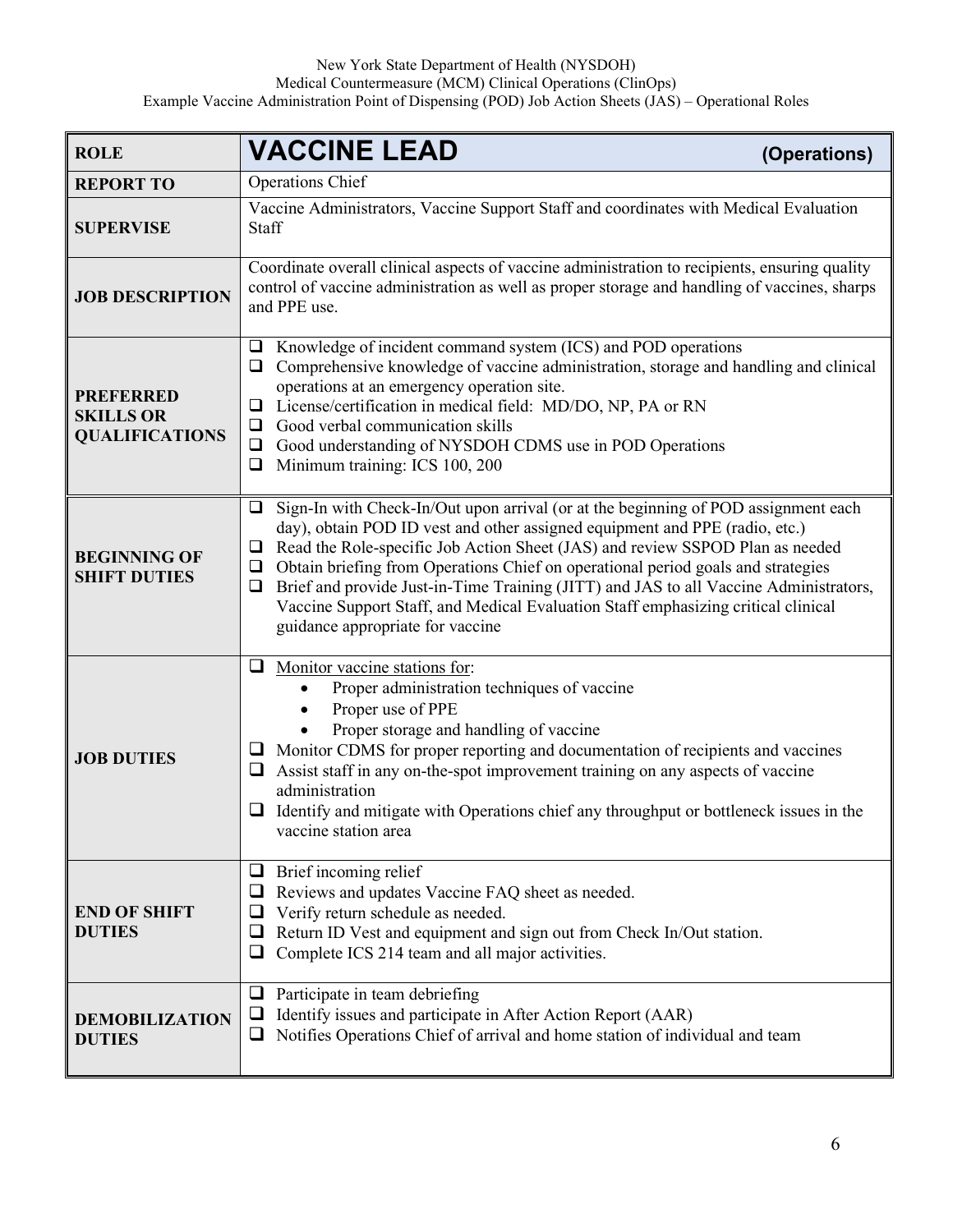| ROLE | VACCINE LEAD (Operations) |
|---|---|
| REPORT TO | Operations Chief |
| SUPERVISE | Vaccine Administrators, Vaccine Support Staff and coordinates with Medical Evaluation Staff |
| JOB DESCRIPTION | Coordinate overall clinical aspects of vaccine administration to recipients, ensuring quality control of vaccine administration as well as proper storage and handling of vaccines, sharps and PPE use. |
| PREFERRED SKILLS OR QUALIFICATIONS | ❑ Knowledge of incident command system (ICS) and POD operations<br>❑ Comprehensive knowledge of vaccine administration, storage and handling and clinical operations at an emergency operation site.<br>❑ License/certification in medical field: MD/DO, NP, PA or RN<br>❑ Good verbal communication skills<br>❑ Good understanding of NYSDOH CDMS use in POD Operations<br>❑ Minimum training: ICS 100, 200 |
| BEGINNING OF SHIFT DUTIES | ❑ Sign-In with Check-In/Out upon arrival (or at the beginning of POD assignment each day), obtain POD ID vest and other assigned equipment and PPE (radio, etc.)<br>❑ Read the Role-specific Job Action Sheet (JAS) and review SSPOD Plan as needed<br>❑ Obtain briefing from Operations Chief on operational period goals and strategies<br>❑ Brief and provide Just-in-Time Training (JITT) and JAS to all Vaccine Administrators, Vaccine Support Staff, and Medical Evaluation Staff emphasizing critical clinical guidance appropriate for vaccine |
| JOB DUTIES | ❑ Monitor vaccine stations for:<br>• Proper administration techniques of vaccine<br>• Proper use of PPE<br>• Proper storage and handling of vaccine<br>❑ Monitor CDMS for proper reporting and documentation of recipients and vaccines<br>❑ Assist staff in any on-the-spot improvement training on any aspects of vaccine administration<br>❑ Identify and mitigate with Operations chief any throughput or bottleneck issues in the vaccine station area |
| END OF SHIFT DUTIES | ❑ Brief incoming relief<br>❑ Reviews and updates Vaccine FAQ sheet as needed.<br>❑ Verify return schedule as needed.<br>❑ Return ID Vest and equipment and sign out from Check In/Out station.<br>❑ Complete ICS 214 team and all major activities. |
| DEMOBILIZATION DUTIES | ❑ Participate in team debriefing<br>❑ Identify issues and participate in After Action Report (AAR)<br>❑ Notifies Operations Chief of arrival and home station of individual and team |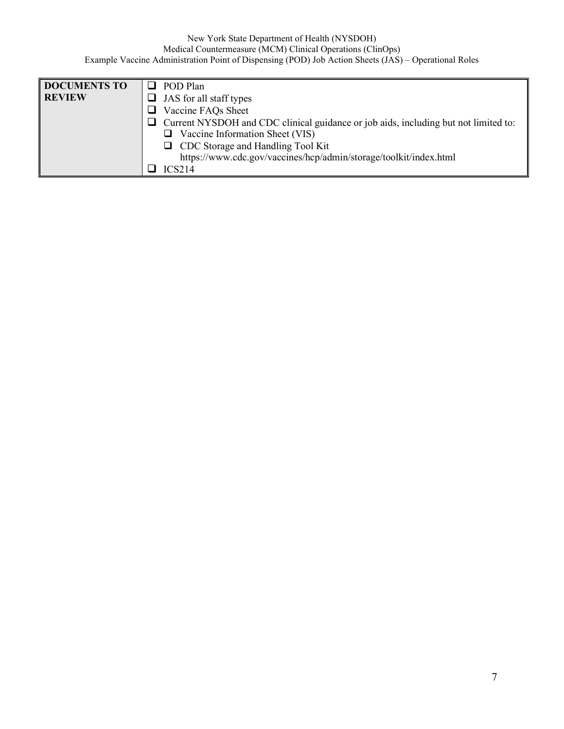| DOCUMENTS TO REVIEW | ❑ POD Plan<br>❑ JAS for all staff types<br>❑ Vaccine FAQs Sheet<br>❑ Current NYSDOH and CDC clinical guidance or job aids, including but not limited to:<br>&nbsp;&nbsp;&nbsp;&nbsp;❑ Vaccine Information Sheet (VIS)<br>&nbsp;&nbsp;&nbsp;&nbsp;❑ CDC Storage and Handling Tool Kit https://www.cdc.gov/vaccines/hcp/admin/storage/toolkit/index.html<br>❑ ICS214 |
|---|---|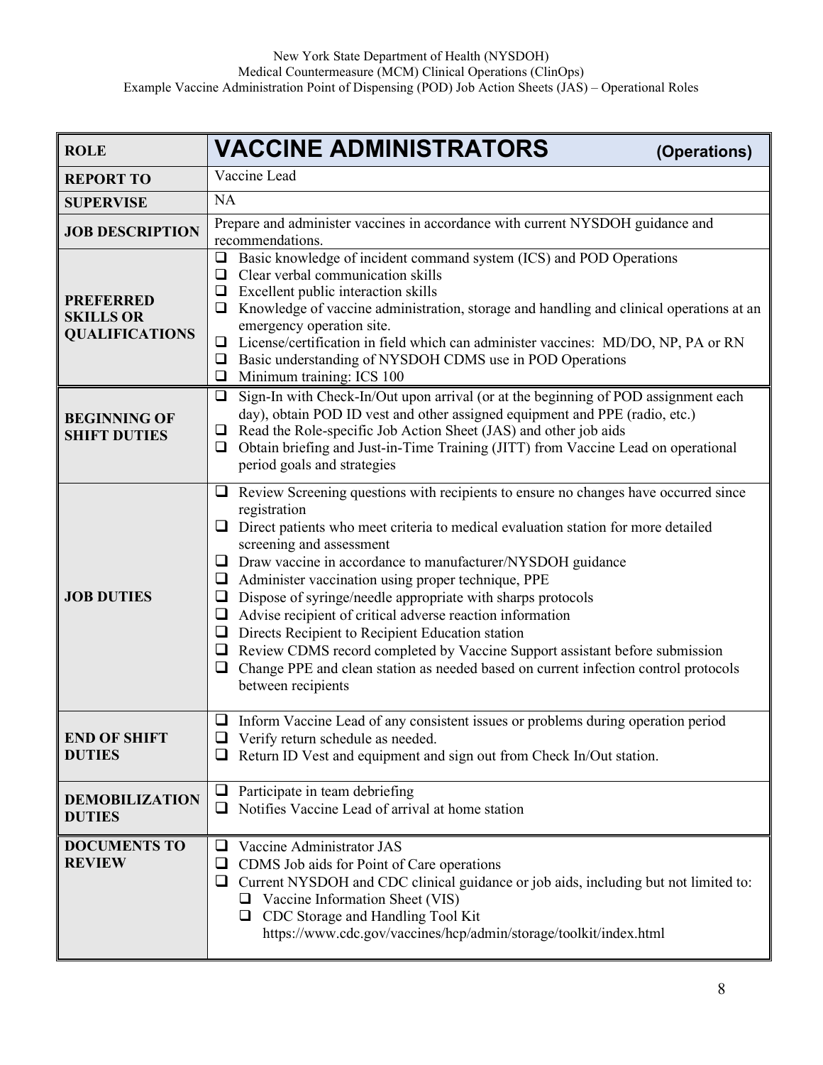| ROLE | **VACCINE ADMINISTRATORS** (Operations) |
|---|---|
| **REPORT TO** | Vaccine Lead |
| **SUPERVISE** | NA |
| **JOB DESCRIPTION** | Prepare and administer vaccines in accordance with current NYSDOH guidance and recommendations. |
| **PREFERRED SKILLS OR QUALIFICATIONS** | ❑ Basic knowledge of incident command system (ICS) and POD Operations<br>❑ Clear verbal communication skills<br>❑ Excellent public interaction skills<br>❑ Knowledge of vaccine administration, storage and handling and clinical operations at an emergency operation site.<br>❑ License/certification in field which can administer vaccines: MD/DO, NP, PA or RN<br>❑ Basic understanding of NYSDOH CDMS use in POD Operations<br>❑ Minimum training: ICS 100 |
| **BEGINNING OF SHIFT DUTIES** | ❑ Sign-In with Check-In/Out upon arrival (or at the beginning of POD assignment each day), obtain POD ID vest and other assigned equipment and PPE (radio, etc.)<br>❑ Read the Role-specific Job Action Sheet (JAS) and other job aids<br>❑ Obtain briefing and Just-in-Time Training (JITT) from Vaccine Lead on operational period goals and strategies |
| **JOB DUTIES** | ❑ Review Screening questions with recipients to ensure no changes have occurred since registration<br>❑ Direct patients who meet criteria to medical evaluation station for more detailed screening and assessment<br>❑ Draw vaccine in accordance to manufacturer/NYSDOH guidance<br>❑ Administer vaccination using proper technique, PPE<br>❑ Dispose of syringe/needle appropriate with sharps protocols<br>❑ Advise recipient of critical adverse reaction information<br>❑ Directs Recipient to Recipient Education station<br>❑ Review CDMS record completed by Vaccine Support assistant before submission<br>❑ Change PPE and clean station as needed based on current infection control protocols between recipients |
| **END OF SHIFT DUTIES** | ❑ Inform Vaccine Lead of any consistent issues or problems during operation period<br>❑ Verify return schedule as needed.<br>❑ Return ID Vest and equipment and sign out from Check In/Out station. |
| **DEMOBILIZATION DUTIES** | ❑ Participate in team debriefing<br>❑ Notifies Vaccine Lead of arrival at home station |
| **DOCUMENTS TO REVIEW** | ❑ Vaccine Administrator JAS<br>❑ CDMS Job aids for Point of Care operations<br>❑ Current NYSDOH and CDC clinical guidance or job aids, including but not limited to:<br>&nbsp;&nbsp;❑ Vaccine Information Sheet (VIS)<br>&nbsp;&nbsp;❑ CDC Storage and Handling Tool Kit https://www.cdc.gov/vaccines/hcp/admin/storage/toolkit/index.html |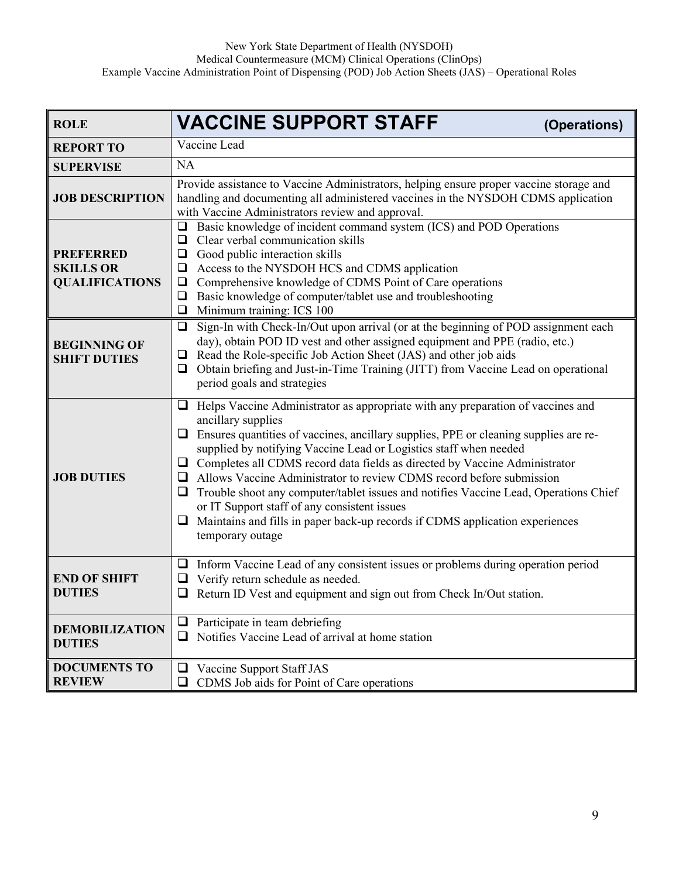| ROLE | VACCINE SUPPORT STAFF (Operations) |
|---|---|
| REPORT TO | Vaccine Lead |
| SUPERVISE | NA |
| JOB DESCRIPTION | Provide assistance to Vaccine Administrators, helping ensure proper vaccine storage and handling and documenting all administered vaccines in the NYSDOH CDMS application with Vaccine Administrators review and approval. |
| PREFERRED SKILLS OR QUALIFICATIONS | ❑ Basic knowledge of incident command system (ICS) and POD Operations<br>❑ Clear verbal communication skills<br>❑ Good public interaction skills<br>❑ Access to the NYSDOH HCS and CDMS application<br>❑ Comprehensive knowledge of CDMS Point of Care operations<br>❑ Basic knowledge of computer/tablet use and troubleshooting<br>❑ Minimum training: ICS 100 |
| BEGINNING OF SHIFT DUTIES | ❑ Sign-In with Check-In/Out upon arrival (or at the beginning of POD assignment each day), obtain POD ID vest and other assigned equipment and PPE (radio, etc.)<br>❑ Read the Role-specific Job Action Sheet (JAS) and other job aids<br>❑ Obtain briefing and Just-in-Time Training (JITT) from Vaccine Lead on operational period goals and strategies |
| JOB DUTIES | ❑ Helps Vaccine Administrator as appropriate with any preparation of vaccines and ancillary supplies<br>❑ Ensures quantities of vaccines, ancillary supplies, PPE or cleaning supplies are re-supplied by notifying Vaccine Lead or Logistics staff when needed<br>❑ Completes all CDMS record data fields as directed by Vaccine Administrator<br>❑ Allows Vaccine Administrator to review CDMS record before submission<br>❑ Trouble shoot any computer/tablet issues and notifies Vaccine Lead, Operations Chief or IT Support staff of any consistent issues<br>❑ Maintains and fills in paper back-up records if CDMS application experiences temporary outage |
| END OF SHIFT DUTIES | ❑ Inform Vaccine Lead of any consistent issues or problems during operation period<br>❑ Verify return schedule as needed.<br>❑ Return ID Vest and equipment and sign out from Check In/Out station. |
| DEMOBILIZATION DUTIES | ❑ Participate in team debriefing<br>❑ Notifies Vaccine Lead of arrival at home station |
| DOCUMENTS TO REVIEW | ❑ Vaccine Support Staff JAS<br>❑ CDMS Job aids for Point of Care operations |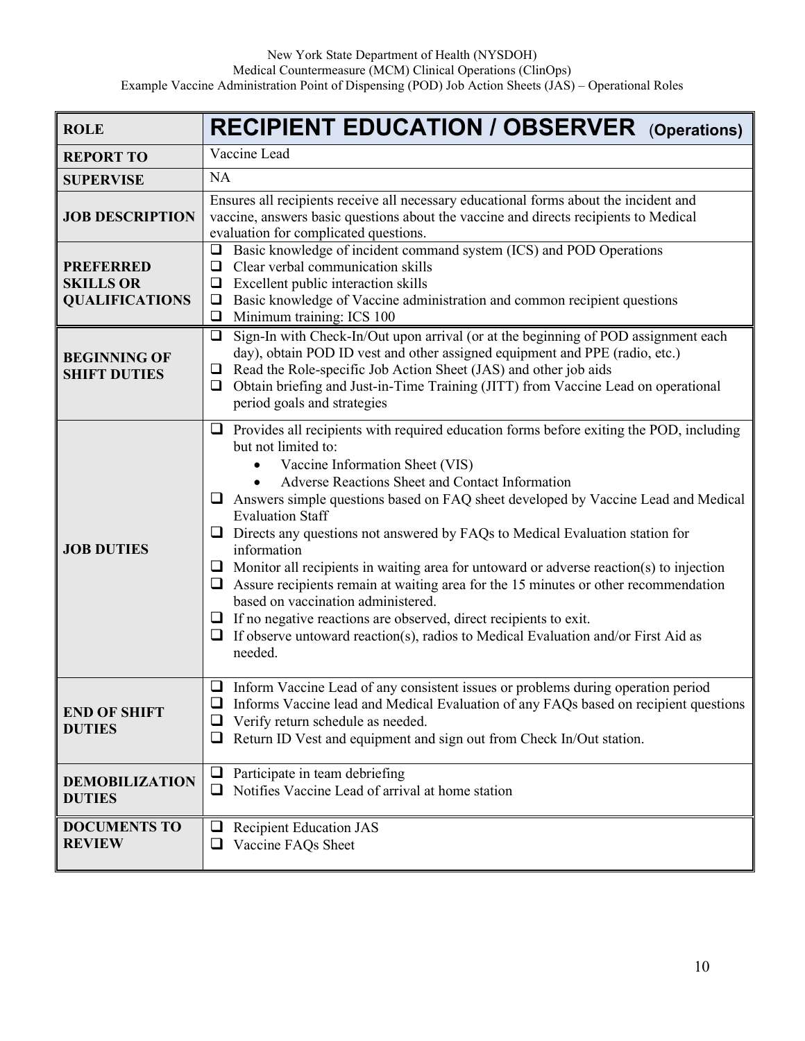| ROLE | **RECIPIENT EDUCATION / OBSERVER (Operations)** |
|---|---|
| **REPORT TO** | Vaccine Lead |
| **SUPERVISE** | NA |
| **JOB DESCRIPTION** | Ensures all recipients receive all necessary educational forms about the incident and vaccine, answers basic questions about the vaccine and directs recipients to Medical evaluation for complicated questions. |
| **PREFERRED SKILLS OR QUALIFICATIONS** | ❑ Basic knowledge of incident command system (ICS) and POD Operations<br>❑ Clear verbal communication skills<br>❑ Excellent public interaction skills<br>❑ Basic knowledge of Vaccine administration and common recipient questions<br>❑ Minimum training: ICS 100 |
| **BEGINNING OF SHIFT DUTIES** | ❑ Sign-In with Check-In/Out upon arrival (or at the beginning of POD assignment each day), obtain POD ID vest and other assigned equipment and PPE (radio, etc.)<br>❑ Read the Role-specific Job Action Sheet (JAS) and other job aids<br>❑ Obtain briefing and Just-in-Time Training (JITT) from Vaccine Lead on operational period goals and strategies |
| **JOB DUTIES** | ❑ Provides all recipients with required education forms before exiting the POD, including but not limited to:<br>• Vaccine Information Sheet (VIS)<br>• Adverse Reactions Sheet and Contact Information<br>❑ Answers simple questions based on FAQ sheet developed by Vaccine Lead and Medical Evaluation Staff<br>❑ Directs any questions not answered by FAQs to Medical Evaluation station for information<br>❑ Monitor all recipients in waiting area for untoward or adverse reaction(s) to injection<br>❑ Assure recipients remain at waiting area for the 15 minutes or other recommendation based on vaccination administered.<br>❑ If no negative reactions are observed, direct recipients to exit.<br>❑ If observe untoward reaction(s), radios to Medical Evaluation and/or First Aid as needed. |
| **END OF SHIFT DUTIES** | ❑ Inform Vaccine Lead of any consistent issues or problems during operation period<br>❑ Informs Vaccine lead and Medical Evaluation of any FAQs based on recipient questions<br>❑ Verify return schedule as needed.<br>❑ Return ID Vest and equipment and sign out from Check In/Out station. |
| **DEMOBILIZATION DUTIES** | ❑ Participate in team debriefing<br>❑ Notifies Vaccine Lead of arrival at home station |
| **DOCUMENTS TO REVIEW** | ❑ Recipient Education JAS<br>❑ Vaccine FAQs Sheet |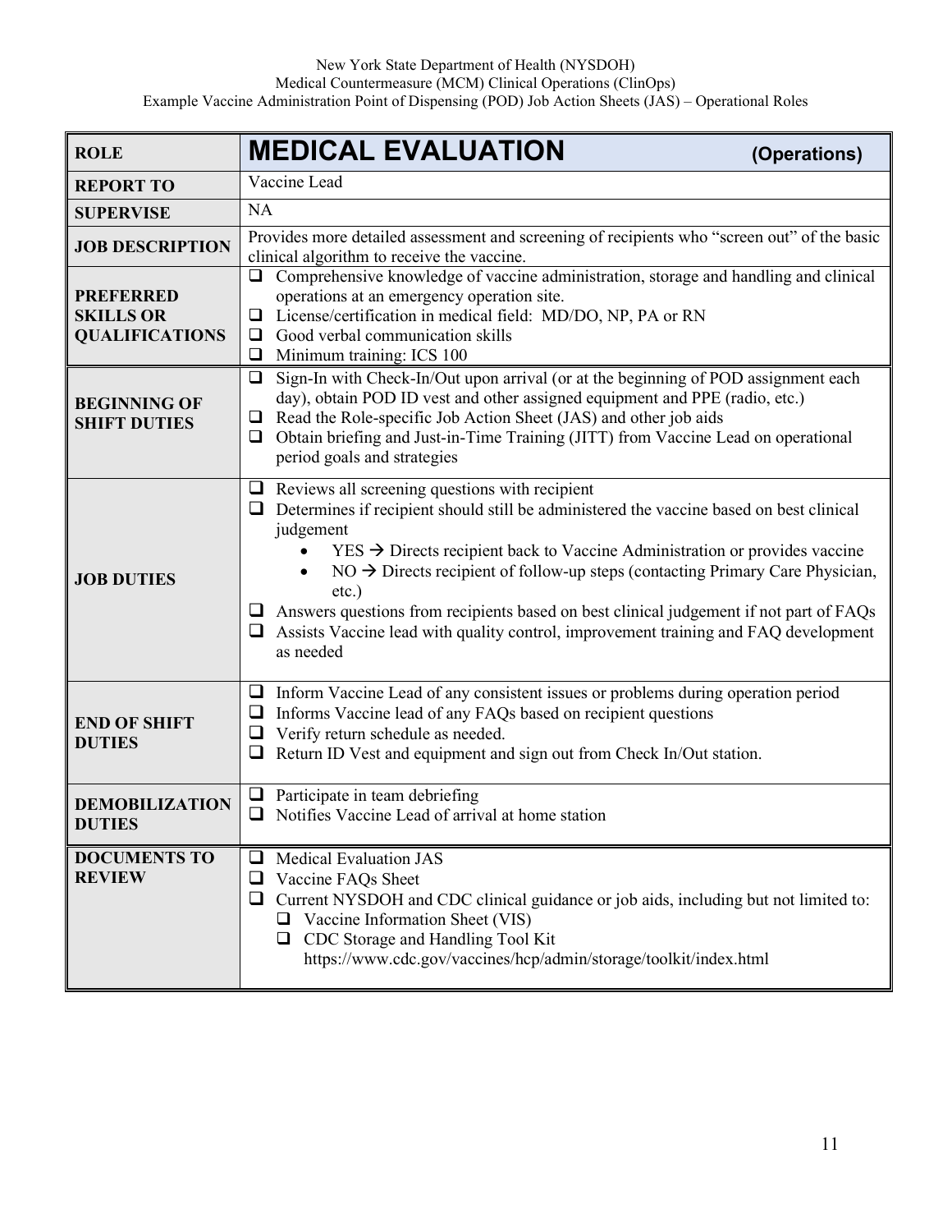| ROLE | MEDICAL EVALUATION (Operations) |
|---|---|
| REPORT TO | Vaccine Lead |
| SUPERVISE | NA |
| JOB DESCRIPTION | Provides more detailed assessment and screening of recipients who "screen out" of the basic clinical algorithm to receive the vaccine. |
| PREFERRED SKILLS OR QUALIFICATIONS | ❑ Comprehensive knowledge of vaccine administration, storage and handling and clinical operations at an emergency operation site.<br>❑ License/certification in medical field: MD/DO, NP, PA or RN<br>❑ Good verbal communication skills<br>❑ Minimum training: ICS 100 |
| BEGINNING OF SHIFT DUTIES | ❑ Sign-In with Check-In/Out upon arrival (or at the beginning of POD assignment each day), obtain POD ID vest and other assigned equipment and PPE (radio, etc.)<br>❑ Read the Role-specific Job Action Sheet (JAS) and other job aids<br>❑ Obtain briefing and Just-in-Time Training (JITT) from Vaccine Lead on operational period goals and strategies |
| JOB DUTIES | ❑ Reviews all screening questions with recipient<br>❑ Determines if recipient should still be administered the vaccine based on best clinical judgement<br>• YES → Directs recipient back to Vaccine Administration or provides vaccine<br>• NO → Directs recipient of follow-up steps (contacting Primary Care Physician, etc.)<br>❑ Answers questions from recipients based on best clinical judgement if not part of FAQs<br>❑ Assists Vaccine lead with quality control, improvement training and FAQ development as needed |
| END OF SHIFT DUTIES | ❑ Inform Vaccine Lead of any consistent issues or problems during operation period<br>❑ Informs Vaccine lead of any FAQs based on recipient questions<br>❑ Verify return schedule as needed.<br>❑ Return ID Vest and equipment and sign out from Check In/Out station. |
| DEMOBILIZATION DUTIES | ❑ Participate in team debriefing<br>❑ Notifies Vaccine Lead of arrival at home station |
| DOCUMENTS TO REVIEW | ❑ Medical Evaluation JAS<br>❑ Vaccine FAQs Sheet<br>❑ Current NYSDOH and CDC clinical guidance or job aids, including but not limited to:<br>❑ Vaccine Information Sheet (VIS)<br>❑ CDC Storage and Handling Tool Kit https://www.cdc.gov/vaccines/hcp/admin/storage/toolkit/index.html |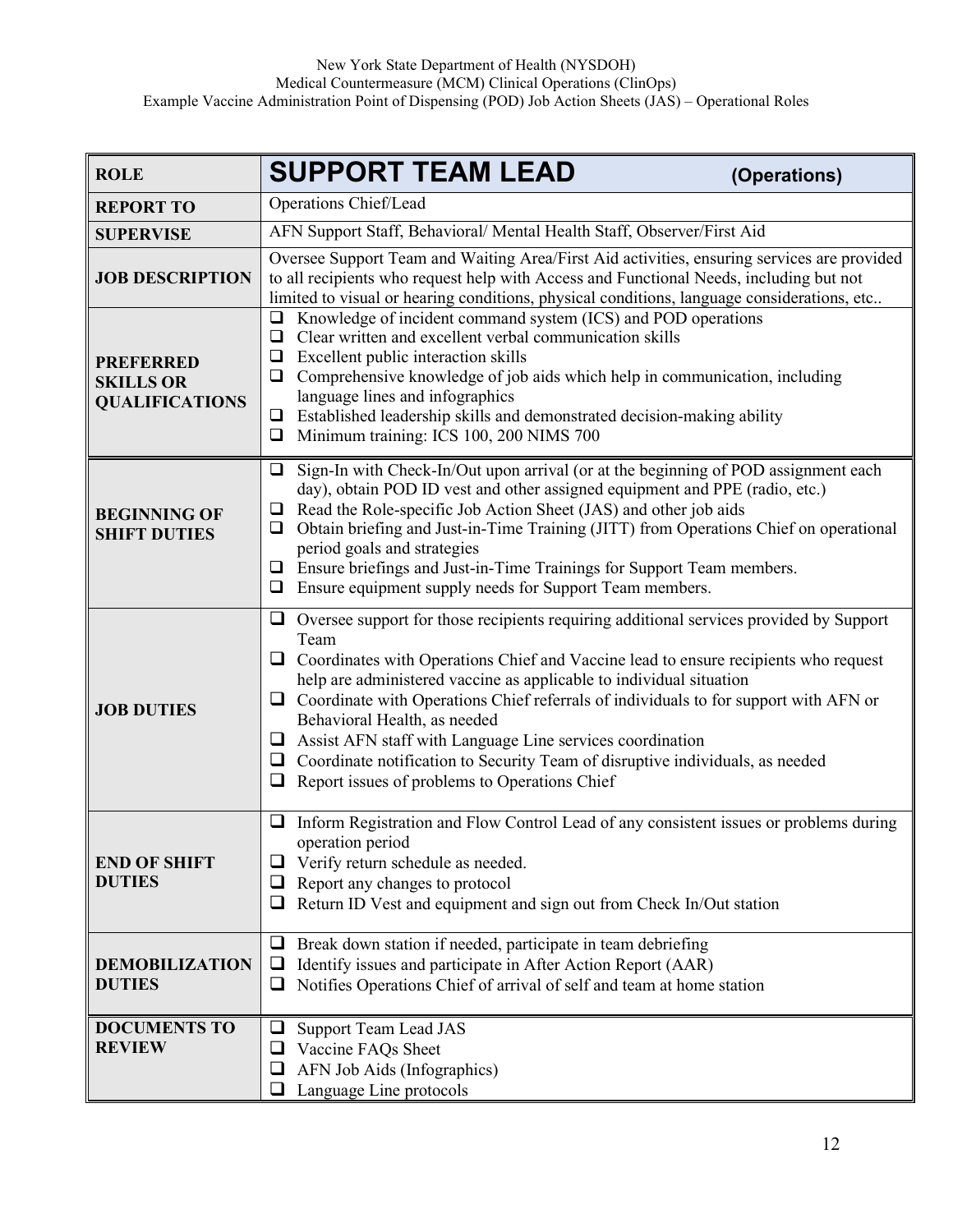| ROLE | **SUPPORT TEAM LEAD** (Operations) |
|---|---|
| **REPORT TO** | Operations Chief/Lead |
| **SUPERVISE** | AFN Support Staff, Behavioral/ Mental Health Staff, Observer/First Aid |
| **JOB DESCRIPTION** | Oversee Support Team and Waiting Area/First Aid activities, ensuring services are provided to all recipients who request help with Access and Functional Needs, including but not limited to visual or hearing conditions, physical conditions, language considerations, etc.. |
| **PREFERRED SKILLS OR QUALIFICATIONS** | ❑ Knowledge of incident command system (ICS) and POD operations<br>❑ Clear written and excellent verbal communication skills<br>❑ Excellent public interaction skills<br>❑ Comprehensive knowledge of job aids which help in communication, including language lines and infographics<br>❑ Established leadership skills and demonstrated decision-making ability<br>❑ Minimum training: ICS 100, 200 NIMS 700 |
| **BEGINNING OF SHIFT DUTIES** | ❑ Sign-In with Check-In/Out upon arrival (or at the beginning of POD assignment each day), obtain POD ID vest and other assigned equipment and PPE (radio, etc.)<br>❑ Read the Role-specific Job Action Sheet (JAS) and other job aids<br>❑ Obtain briefing and Just-in-Time Training (JITT) from Operations Chief on operational period goals and strategies<br>❑ Ensure briefings and Just-in-Time Trainings for Support Team members.<br>❑ Ensure equipment supply needs for Support Team members. |
| **JOB DUTIES** | ❑ Oversee support for those recipients requiring additional services provided by Support Team<br>❑ Coordinates with Operations Chief and Vaccine lead to ensure recipients who request help are administered vaccine as applicable to individual situation<br>❑ Coordinate with Operations Chief referrals of individuals to for support with AFN or Behavioral Health, as needed<br>❑ Assist AFN staff with Language Line services coordination<br>❑ Coordinate notification to Security Team of disruptive individuals, as needed<br>❑ Report issues of problems to Operations Chief |
| **END OF SHIFT DUTIES** | ❑ Inform Registration and Flow Control Lead of any consistent issues or problems during operation period<br>❑ Verify return schedule as needed.<br>❑ Report any changes to protocol<br>❑ Return ID Vest and equipment and sign out from Check In/Out station |
| **DEMOBILIZATION DUTIES** | ❑ Break down station if needed, participate in team debriefing<br>❑ Identify issues and participate in After Action Report (AAR)<br>❑ Notifies Operations Chief of arrival of self and team at home station |
| **DOCUMENTS TO REVIEW** | ❑ Support Team Lead JAS<br>❑ Vaccine FAQs Sheet<br>❑ AFN Job Aids (Infographics)<br>❑ Language Line protocols |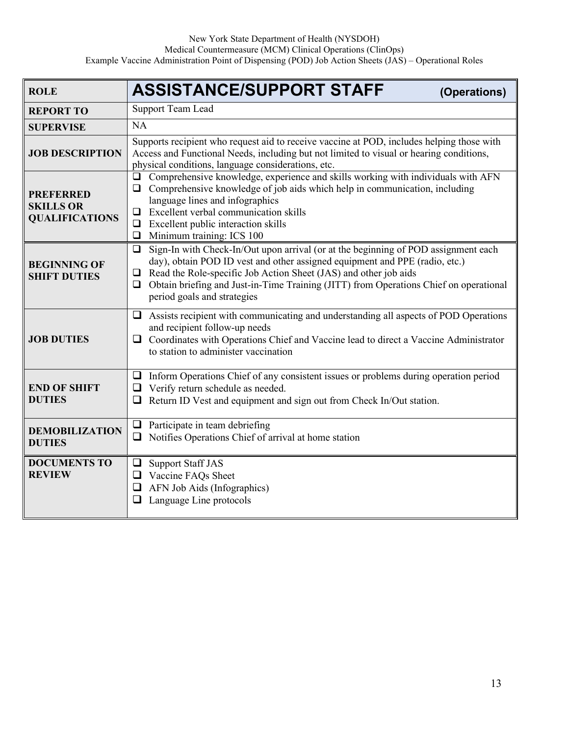| ROLE | ASSISTANCE/SUPPORT STAFF (Operations) |
|---|---|
| REPORT TO | Support Team Lead |
| SUPERVISE | NA |
| JOB DESCRIPTION | Supports recipient who request aid to receive vaccine at POD, includes helping those with Access and Functional Needs, including but not limited to visual or hearing conditions, physical conditions, language considerations, etc. |
| PREFERRED SKILLS OR QUALIFICATIONS | ❑ Comprehensive knowledge, experience and skills working with individuals with AFN<br>❑ Comprehensive knowledge of job aids which help in communication, including language lines and infographics<br>❑ Excellent verbal communication skills<br>❑ Excellent public interaction skills<br>❑ Minimum training: ICS 100 |
| BEGINNING OF SHIFT DUTIES | ❑ Sign-In with Check-In/Out upon arrival (or at the beginning of POD assignment each day), obtain POD ID vest and other assigned equipment and PPE (radio, etc.)<br>❑ Read the Role-specific Job Action Sheet (JAS) and other job aids<br>❑ Obtain briefing and Just-in-Time Training (JITT) from Operations Chief on operational period goals and strategies |
| JOB DUTIES | ❑ Assists recipient with communicating and understanding all aspects of POD Operations and recipient follow-up needs<br>❑ Coordinates with Operations Chief and Vaccine lead to direct a Vaccine Administrator to station to administer vaccination |
| END OF SHIFT DUTIES | ❑ Inform Operations Chief of any consistent issues or problems during operation period<br>❑ Verify return schedule as needed.<br>❑ Return ID Vest and equipment and sign out from Check In/Out station. |
| DEMOBILIZATION DUTIES | ❑ Participate in team debriefing<br>❑ Notifies Operations Chief of arrival at home station |
| DOCUMENTS TO REVIEW | ❑ Support Staff JAS<br>❑ Vaccine FAQs Sheet<br>❑ AFN Job Aids (Infographics)<br>❑ Language Line protocols |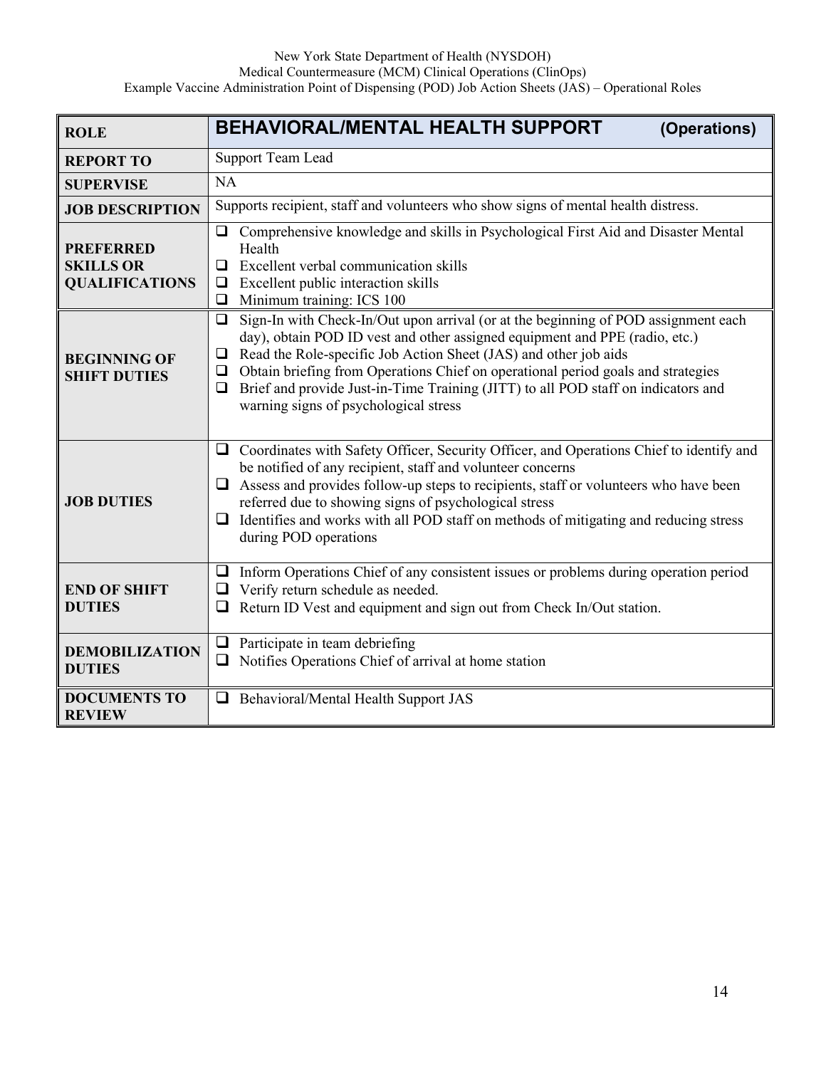| ROLE | BEHAVIORAL/MENTAL HEALTH SUPPORT (Operations) |
|---|---|
| REPORT TO | Support Team Lead |
| SUPERVISE | NA |
| JOB DESCRIPTION | Supports recipient, staff and volunteers who show signs of mental health distress. |
| PREFERRED SKILLS OR QUALIFICATIONS | ❑ Comprehensive knowledge and skills in Psychological First Aid and Disaster Mental Health<br>❑ Excellent verbal communication skills<br>❑ Excellent public interaction skills<br>❑ Minimum training: ICS 100 |
| BEGINNING OF SHIFT DUTIES | ❑ Sign-In with Check-In/Out upon arrival (or at the beginning of POD assignment each day), obtain POD ID vest and other assigned equipment and PPE (radio, etc.)<br>❑ Read the Role-specific Job Action Sheet (JAS) and other job aids<br>❑ Obtain briefing from Operations Chief on operational period goals and strategies<br>❑ Brief and provide Just-in-Time Training (JITT) to all POD staff on indicators and warning signs of psychological stress |
| JOB DUTIES | ❑ Coordinates with Safety Officer, Security Officer, and Operations Chief to identify and be notified of any recipient, staff and volunteer concerns<br>❑ Assess and provides follow-up steps to recipients, staff or volunteers who have been referred due to showing signs of psychological stress<br>❑ Identifies and works with all POD staff on methods of mitigating and reducing stress during POD operations |
| END OF SHIFT DUTIES | ❑ Inform Operations Chief of any consistent issues or problems during operation period<br>❑ Verify return schedule as needed.<br>❑ Return ID Vest and equipment and sign out from Check In/Out station. |
| DEMOBILIZATION DUTIES | ❑ Participate in team debriefing<br>❑ Notifies Operations Chief of arrival at home station |
| DOCUMENTS TO REVIEW | ❑ Behavioral/Mental Health Support JAS |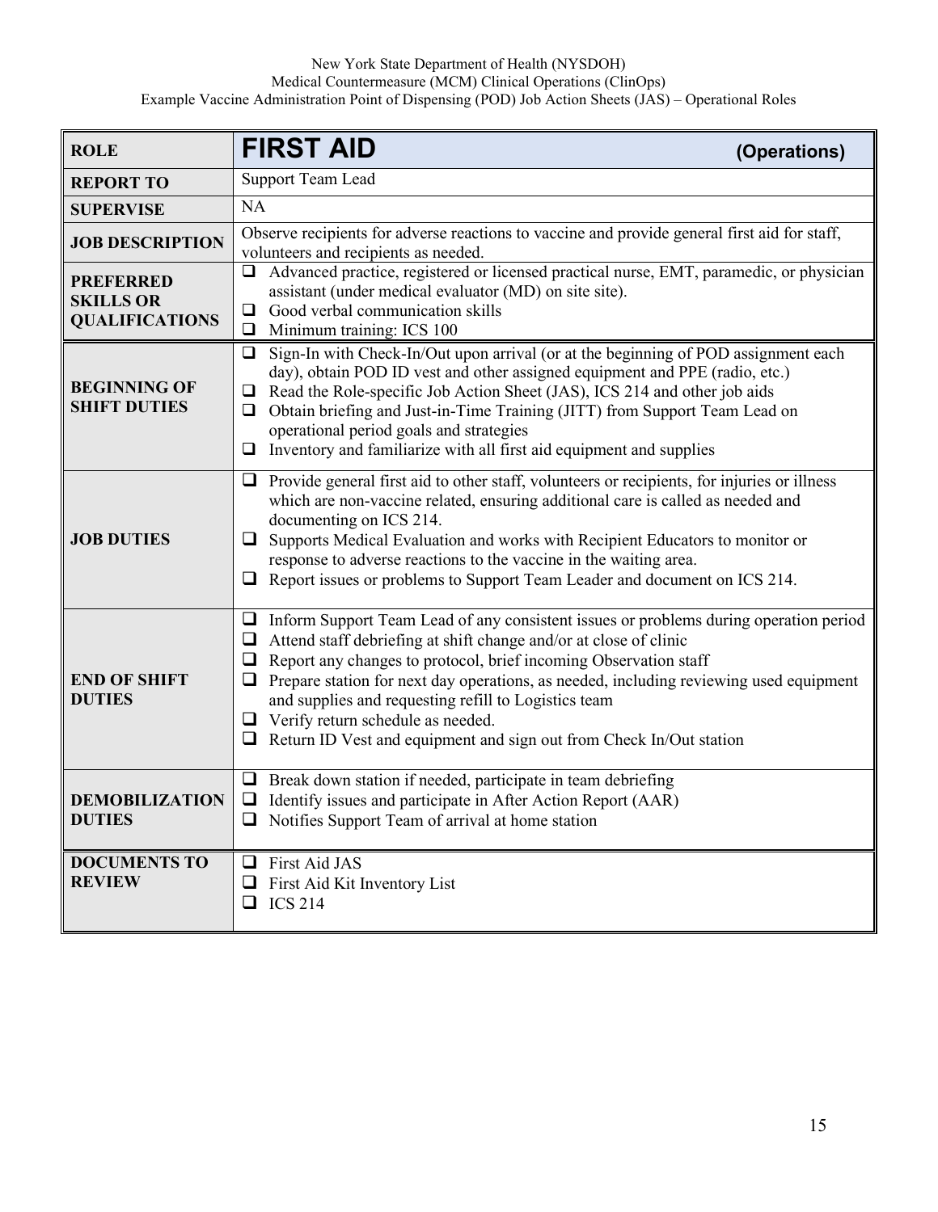| ROLE | FIRST AID (Operations) |
|---|---|
| REPORT TO | Support Team Lead |
| SUPERVISE | NA |
| JOB DESCRIPTION | Observe recipients for adverse reactions to vaccine and provide general first aid for staff, volunteers and recipients as needed. |
| PREFERRED SKILLS OR QUALIFICATIONS | ❑ Advanced practice, registered or licensed practical nurse, EMT, paramedic, or physician assistant (under medical evaluator (MD) on site site).<br>❑ Good verbal communication skills<br>❑ Minimum training: ICS 100 |
| BEGINNING OF SHIFT DUTIES | ❑ Sign-In with Check-In/Out upon arrival (or at the beginning of POD assignment each day), obtain POD ID vest and other assigned equipment and PPE (radio, etc.)<br>❑ Read the Role-specific Job Action Sheet (JAS), ICS 214 and other job aids<br>❑ Obtain briefing and Just-in-Time Training (JITT) from Support Team Lead on operational period goals and strategies<br>❑ Inventory and familiarize with all first aid equipment and supplies |
| JOB DUTIES | ❑ Provide general first aid to other staff, volunteers or recipients, for injuries or illness which are non-vaccine related, ensuring additional care is called as needed and documenting on ICS 214.<br>❑ Supports Medical Evaluation and works with Recipient Educators to monitor or response to adverse reactions to the vaccine in the waiting area.<br>❑ Report issues or problems to Support Team Leader and document on ICS 214. |
| END OF SHIFT DUTIES | ❑ Inform Support Team Lead of any consistent issues or problems during operation period<br>❑ Attend staff debriefing at shift change and/or at close of clinic<br>❑ Report any changes to protocol, brief incoming Observation staff<br>❑ Prepare station for next day operations, as needed, including reviewing used equipment and supplies and requesting refill to Logistics team<br>❑ Verify return schedule as needed.<br>❑ Return ID Vest and equipment and sign out from Check In/Out station |
| DEMOBILIZATION DUTIES | ❑ Break down station if needed, participate in team debriefing<br>❑ Identify issues and participate in After Action Report (AAR)<br>❑ Notifies Support Team of arrival at home station |
| DOCUMENTS TO REVIEW | ❑ First Aid JAS<br>❑ First Aid Kit Inventory List<br>❑ ICS 214 |